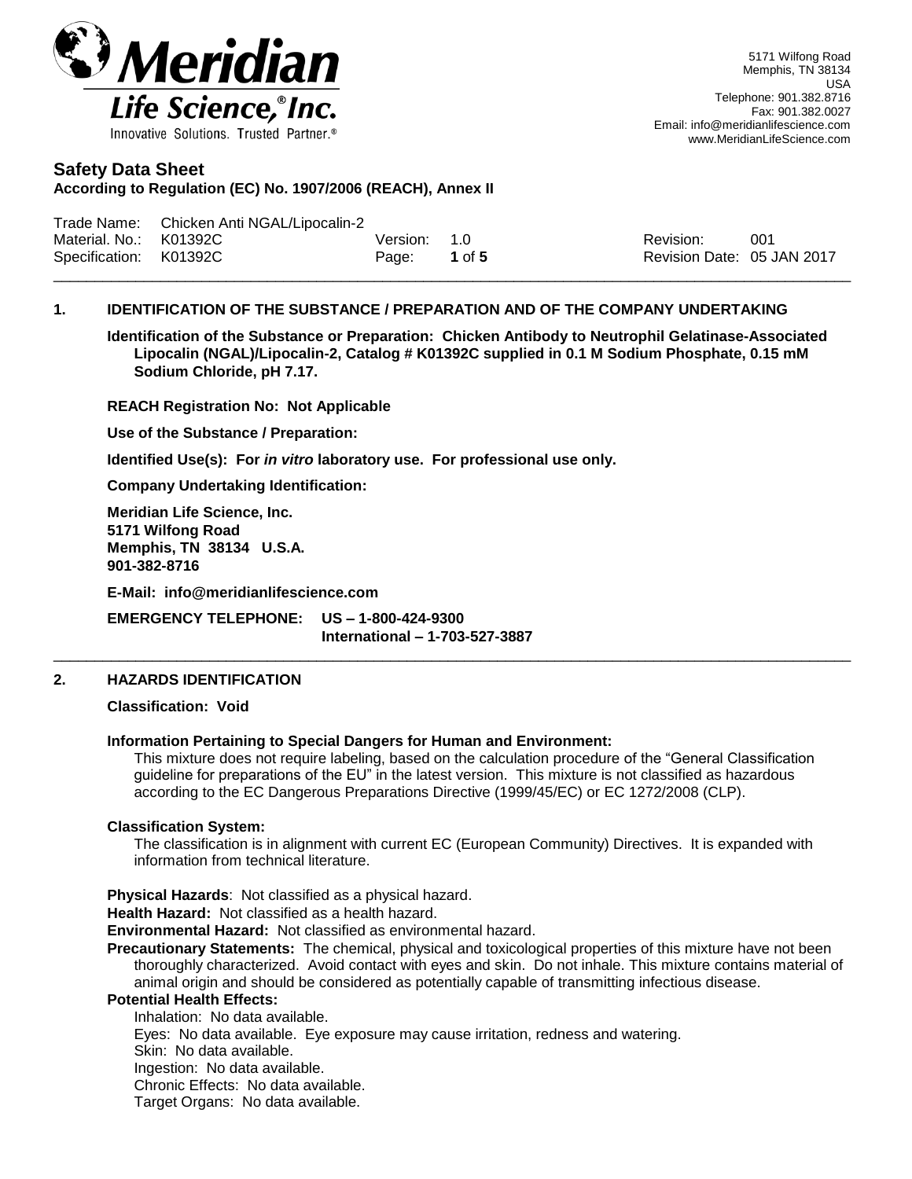**Meridian Life Science, Inc.**
Innovative Solutions. Trusted Partner.

5171 Wilfong Road
Memphis, TN 38134
USA
Telephone: 901.382.8716
Fax: 901.382.0027
Email: info@meridianlifescience.com
www.MeridianLifeScience.com

# Safety Data Sheet

**According to Regulation (EC) No. 1907/2006 (REACH), Annex II**

| | | | | | |
|---|---|---|---|---|---|
| Trade Name: | Chicken Anti NGAL/Lipocalin-2 | | | | |
| Material. No.: | K01392C | Version: | 1.0 | Revision: | 001 |
| Specification: | K01392C | Page: | **1** of **5** | Revision Date: | 05 JAN 2017 |

## 1. IDENTIFICATION OF THE SUBSTANCE / PREPARATION AND OF THE COMPANY UNDERTAKING

**Identification of the Substance or Preparation: Chicken Antibody to Neutrophil Gelatinase-Associated Lipocalin (NGAL)/Lipocalin-2, Catalog # K01392C supplied in 0.1 M Sodium Phosphate, 0.15 mM Sodium Chloride, pH 7.17.**

**REACH Registration No: Not Applicable**

**Use of the Substance / Preparation:**

**Identified Use(s): For *in vitro* laboratory use. For professional use only.**

**Company Undertaking Identification:**

**Meridian Life Science, Inc.**
**5171 Wilfong Road**
**Memphis, TN 38134 U.S.A.**
**901-382-8716**

**E-Mail: info@meridianlifescience.com**

**EMERGENCY TELEPHONE: US – 1-800-424-9300**
**International – 1-703-527-3887**

## 2. HAZARDS IDENTIFICATION

**Classification: Void**

**Information Pertaining to Special Dangers for Human and Environment:**

This mixture does not require labeling, based on the calculation procedure of the "General Classification guideline for preparations of the EU" in the latest version. This mixture is not classified as hazardous according to the EC Dangerous Preparations Directive (1999/45/EC) or EC 1272/2008 (CLP).

**Classification System:**

The classification is in alignment with current EC (European Community) Directives. It is expanded with information from technical literature.

**Physical Hazards**: Not classified as a physical hazard.

**Health Hazard:** Not classified as a health hazard.

**Environmental Hazard:** Not classified as environmental hazard.

**Precautionary Statements:** The chemical, physical and toxicological properties of this mixture have not been thoroughly characterized. Avoid contact with eyes and skin. Do not inhale. This mixture contains material of animal origin and should be considered as potentially capable of transmitting infectious disease.

**Potential Health Effects:**

Inhalation: No data available.
Eyes: No data available. Eye exposure may cause irritation, redness and watering.
Skin: No data available.
Ingestion: No data available.
Chronic Effects: No data available.
Target Organs: No data available.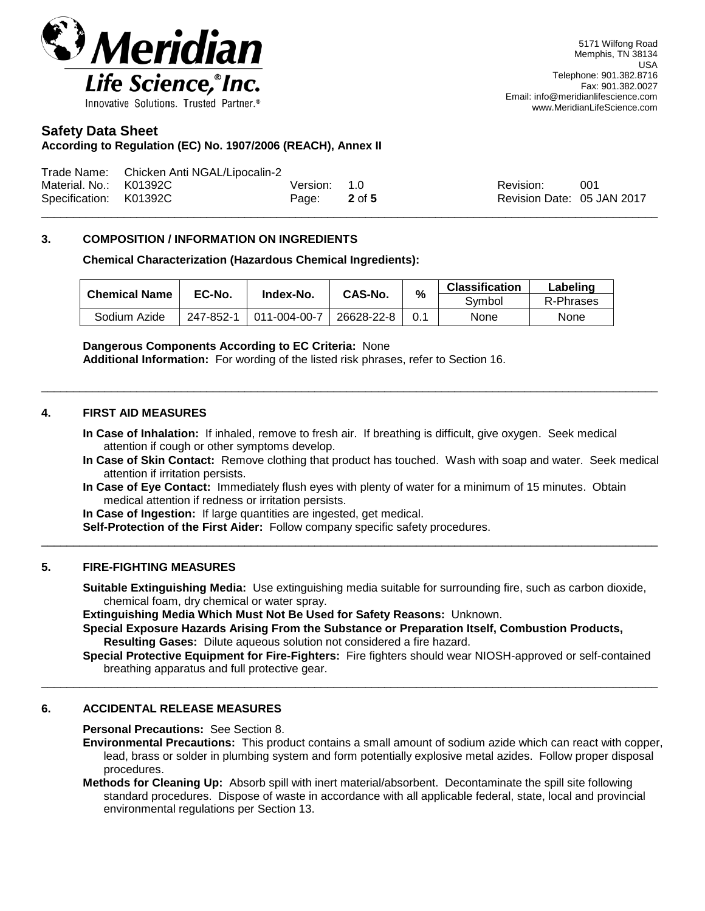## 3. COMPOSITION / INFORMATION ON INGREDIENTS

**Chemical Characterization (Hazardous Chemical Ingredients):**

| Chemical Name | EC-No. | Index-No. | CAS-No. | % | Classification | Labeling |
|---|---|---|---|---|---|---|
| | | | | | Symbol | R-Phrases |
| Sodium Azide | 247-852-1 | 011-004-00-7 | 26628-22-8 | 0.1 | None | None |

**Dangerous Components According to EC Criteria:** None
**Additional Information:** For wording of the listed risk phrases, refer to Section 16.

## 4. FIRST AID MEASURES

**In Case of Inhalation:** If inhaled, remove to fresh air. If breathing is difficult, give oxygen. Seek medical attention if cough or other symptoms develop.
**In Case of Skin Contact:** Remove clothing that product has touched. Wash with soap and water. Seek medical attention if irritation persists.
**In Case of Eye Contact:** Immediately flush eyes with plenty of water for a minimum of 15 minutes. Obtain medical attention if redness or irritation persists.
**In Case of Ingestion:** If large quantities are ingested, get medical.
**Self-Protection of the First Aider:** Follow company specific safety procedures.

## 5. FIRE-FIGHTING MEASURES

**Suitable Extinguishing Media:** Use extinguishing media suitable for surrounding fire, such as carbon dioxide, chemical foam, dry chemical or water spray.
**Extinguishing Media Which Must Not Be Used for Safety Reasons:** Unknown.
**Special Exposure Hazards Arising From the Substance or Preparation Itself, Combustion Products, Resulting Gases:** Dilute aqueous solution not considered a fire hazard.
**Special Protective Equipment for Fire-Fighters:** Fire fighters should wear NIOSH-approved or self-contained breathing apparatus and full protective gear.

## 6. ACCIDENTAL RELEASE MEASURES

**Personal Precautions:** See Section 8.
**Environmental Precautions:** This product contains a small amount of sodium azide which can react with copper, lead, brass or solder in plumbing system and form potentially explosive metal azides. Follow proper disposal procedures.
**Methods for Cleaning Up:** Absorb spill with inert material/absorbent. Decontaminate the spill site following standard procedures. Dispose of waste in accordance with all applicable federal, state, local and provincial environmental regulations per Section 13.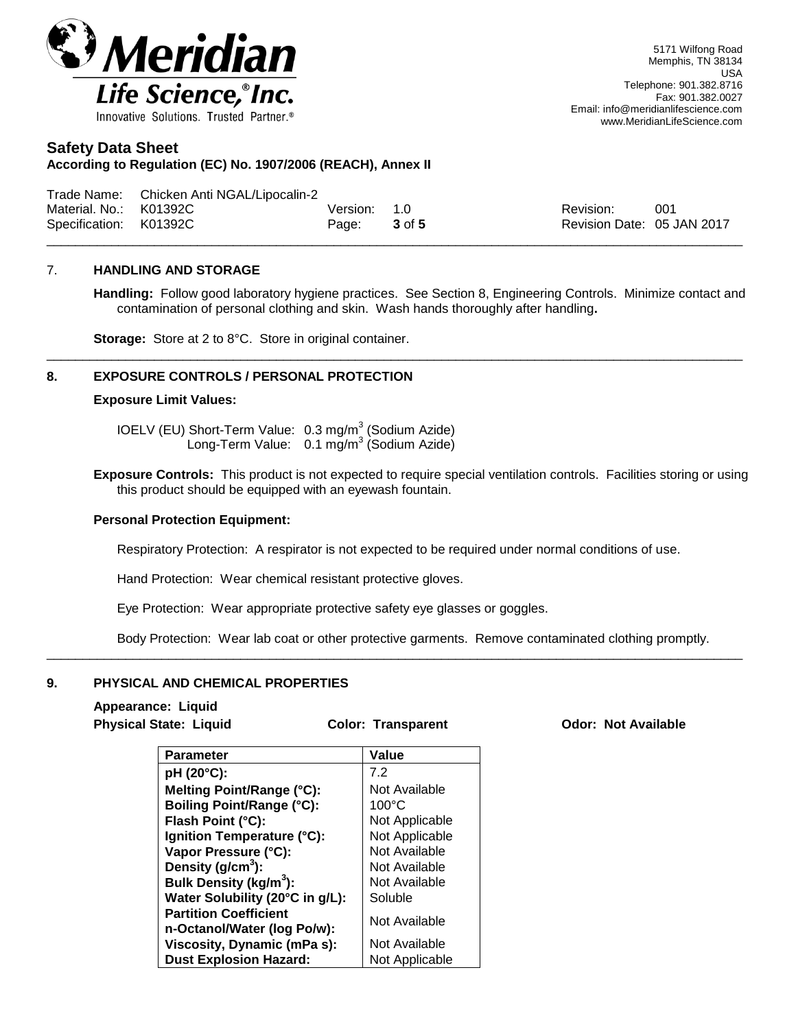## 7. HANDLING AND STORAGE

**Handling:** Follow good laboratory hygiene practices. See Section 8, Engineering Controls. Minimize contact and contamination of personal clothing and skin. Wash hands thoroughly after handling**.**

**Storage:** Store at 2 to 8°C. Store in original container.

## 8. EXPOSURE CONTROLS / PERSONAL PROTECTION

**Exposure Limit Values:**

IOELV (EU) Short-Term Value: 0.3 $mg/m^3$ (Sodium Azide)
Long-Term Value: 0.1 $mg/m^3$ (Sodium Azide)

**Exposure Controls:** This product is not expected to require special ventilation controls. Facilities storing or using this product should be equipped with an eyewash fountain.

**Personal Protection Equipment:**

Respiratory Protection: A respirator is not expected to be required under normal conditions of use.

Hand Protection: Wear chemical resistant protective gloves.

Eye Protection: Wear appropriate protective safety eye glasses or goggles.

Body Protection: Wear lab coat or other protective garments. Remove contaminated clothing promptly.

## 9. PHYSICAL AND CHEMICAL PROPERTIES

**Appearance: Liquid**

**Physical State: Liquid** **Color: Transparent** **Odor: Not Available**

| Parameter | Value |
|---|---|
| **pH (20°C):** | 7.2 |
| **Melting Point/Range (°C):** | Not Available |
| **Boiling Point/Range (°C):** | 100°C |
| **Flash Point (°C):** | Not Applicable |
| **Ignition Temperature (°C):** | Not Applicable |
| **Vapor Pressure (°C):** | Not Available |
| **Density ($g/cm^3$):** | Not Available |
| **Bulk Density ($kg/m^3$):** | Not Available |
| **Water Solubility (20°C in g/L):** | Soluble |
| **Partition Coefficient n-Octanol/Water (log Po/w):** | Not Available |
| **Viscosity, Dynamic (mPa s):** | Not Available |
| **Dust Explosion Hazard:** | Not Applicable |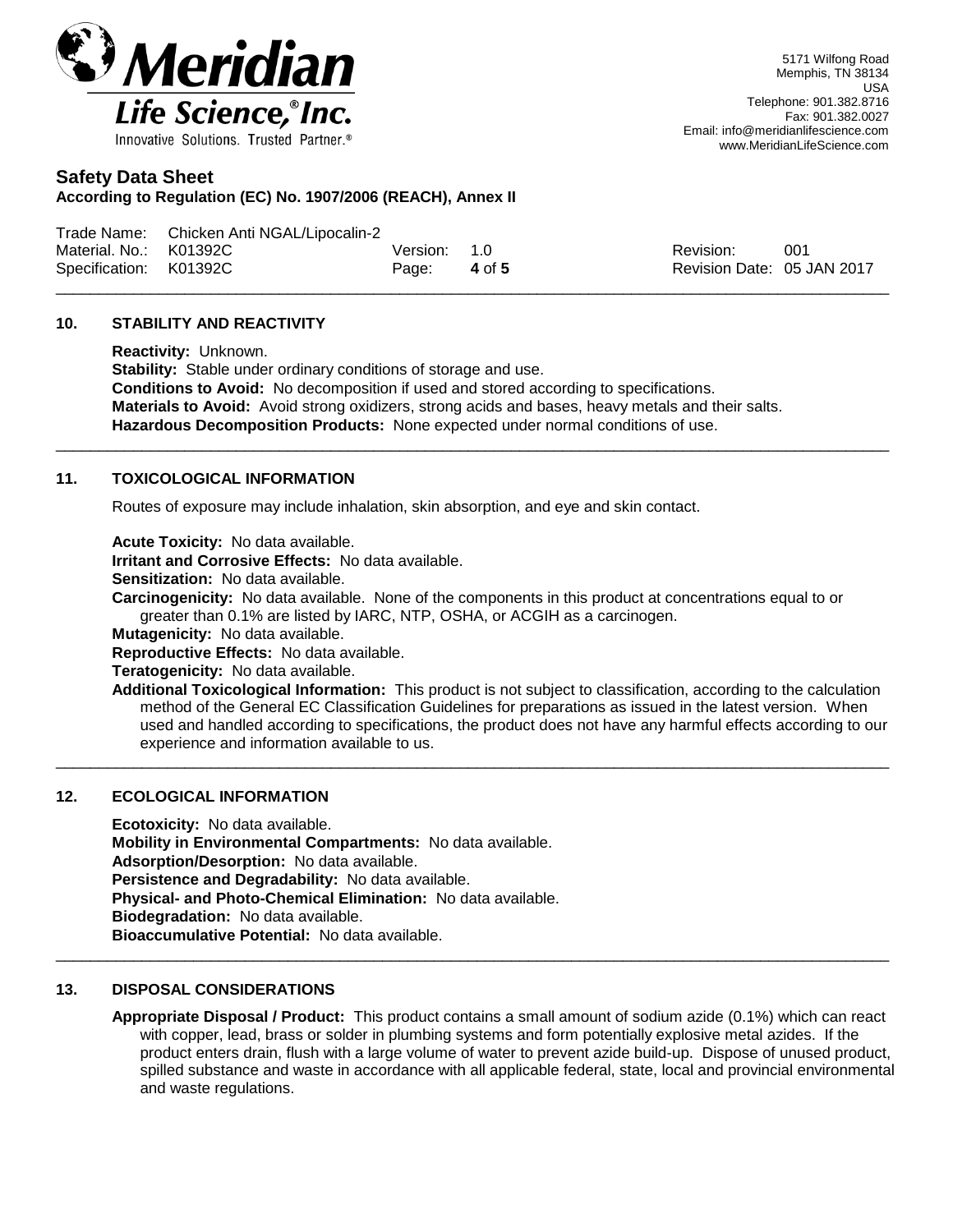## 10. STABILITY AND REACTIVITY

**Reactivity:** Unknown.
**Stability:** Stable under ordinary conditions of storage and use.
**Conditions to Avoid:** No decomposition if used and stored according to specifications.
**Materials to Avoid:** Avoid strong oxidizers, strong acids and bases, heavy metals and their salts.
**Hazardous Decomposition Products:** None expected under normal conditions of use.

## 11. TOXICOLOGICAL INFORMATION

Routes of exposure may include inhalation, skin absorption, and eye and skin contact.

**Acute Toxicity:** No data available.
**Irritant and Corrosive Effects:** No data available.
**Sensitization:** No data available.
**Carcinogenicity:** No data available. None of the components in this product at concentrations equal to or greater than 0.1% are listed by IARC, NTP, OSHA, or ACGIH as a carcinogen.
**Mutagenicity:** No data available.
**Reproductive Effects:** No data available.
**Teratogenicity:** No data available.
**Additional Toxicological Information:** This product is not subject to classification, according to the calculation method of the General EC Classification Guidelines for preparations as issued in the latest version. When used and handled according to specifications, the product does not have any harmful effects according to our experience and information available to us.

## 12. ECOLOGICAL INFORMATION

**Ecotoxicity:** No data available.
**Mobility in Environmental Compartments:** No data available.
**Adsorption/Desorption:** No data available.
**Persistence and Degradability:** No data available.
**Physical- and Photo-Chemical Elimination:** No data available.
**Biodegradation:** No data available.
**Bioaccumulative Potential:** No data available.

## 13. DISPOSAL CONSIDERATIONS

**Appropriate Disposal / Product:** This product contains a small amount of sodium azide (0.1%) which can react with copper, lead, brass or solder in plumbing systems and form potentially explosive metal azides. If the product enters drain, flush with a large volume of water to prevent azide build-up. Dispose of unused product, spilled substance and waste in accordance with all applicable federal, state, local and provincial environmental and waste regulations.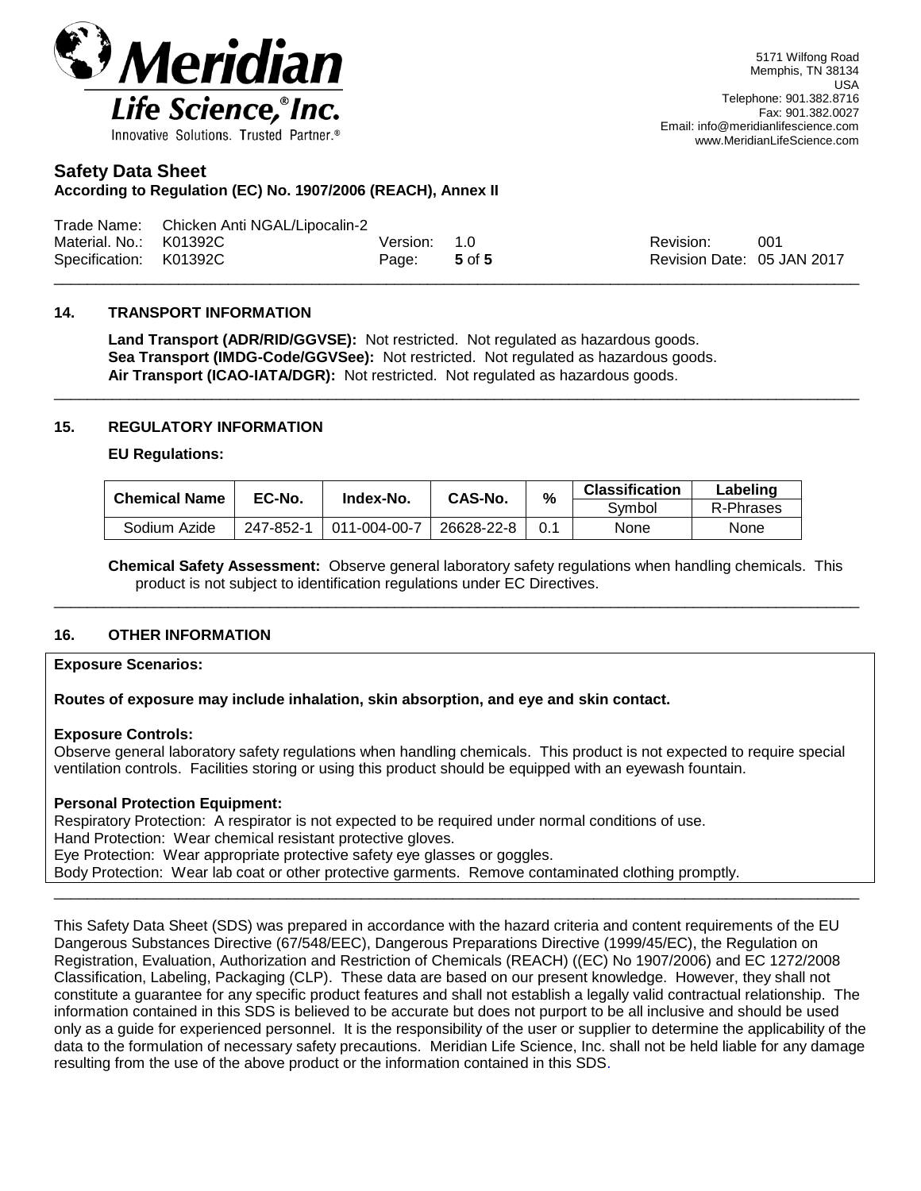## 14. TRANSPORT INFORMATION

**Land Transport (ADR/RID/GGVSE):** Not restricted. Not regulated as hazardous goods.
**Sea Transport (IMDG-Code/GGVSee):** Not restricted. Not regulated as hazardous goods.
**Air Transport (ICAO-IATA/DGR):** Not restricted. Not regulated as hazardous goods.

## 15. REGULATORY INFORMATION

**EU Regulations:**

| Chemical Name | EC-No. | Index-No. | CAS-No. | % | Classification | Labeling |
|---|---|---|---|---|---|---|
| | | | | | Symbol | R-Phrases |
| Sodium Azide | 247-852-1 | 011-004-00-7 | 26628-22-8 | 0.1 | None | None |

**Chemical Safety Assessment:** Observe general laboratory safety regulations when handling chemicals. This product is not subject to identification regulations under EC Directives.

## 16. OTHER INFORMATION

**Exposure Scenarios:**

**Routes of exposure may include inhalation, skin absorption, and eye and skin contact.**

**Exposure Controls:**
Observe general laboratory safety regulations when handling chemicals. This product is not expected to require special ventilation controls. Facilities storing or using this product should be equipped with an eyewash fountain.

**Personal Protection Equipment:**
Respiratory Protection: A respirator is not expected to be required under normal conditions of use.
Hand Protection: Wear chemical resistant protective gloves.
Eye Protection: Wear appropriate protective safety eye glasses or goggles.
Body Protection: Wear lab coat or other protective garments. Remove contaminated clothing promptly.

This Safety Data Sheet (SDS) was prepared in accordance with the hazard criteria and content requirements of the EU Dangerous Substances Directive (67/548/EEC), Dangerous Preparations Directive (1999/45/EC), the Regulation on Registration, Evaluation, Authorization and Restriction of Chemicals (REACH) ((EC) No 1907/2006) and EC 1272/2008 Classification, Labeling, Packaging (CLP). These data are based on our present knowledge. However, they shall not constitute a guarantee for any specific product features and shall not establish a legally valid contractual relationship. The information contained in this SDS is believed to be accurate but does not purport to be all inclusive and should be used only as a guide for experienced personnel. It is the responsibility of the user or supplier to determine the applicability of the data to the formulation of necessary safety precautions. Meridian Life Science, Inc. shall not be held liable for any damage resulting from the use of the above product or the information contained in this SDS.